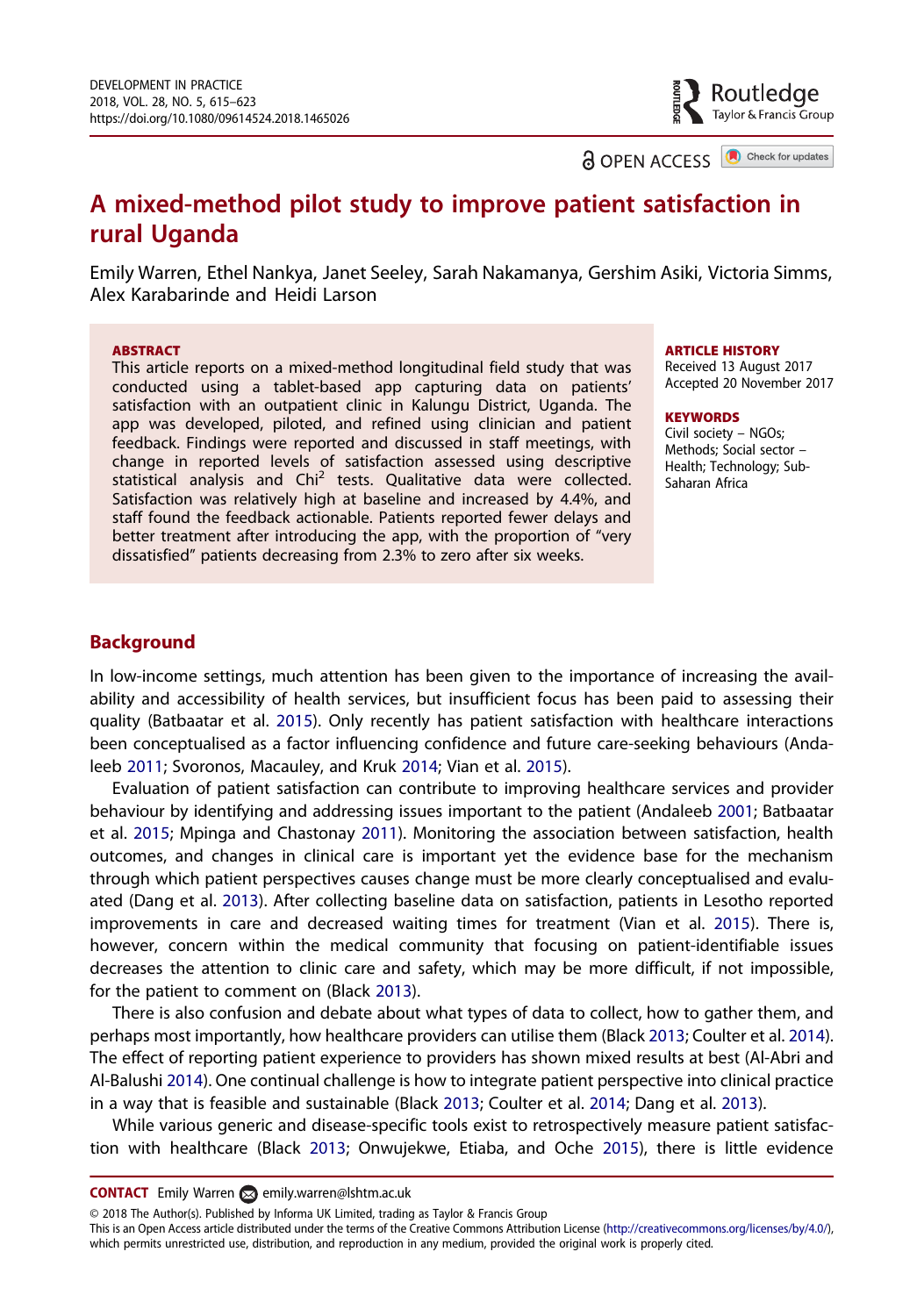# A mixed-method pilot study to improve patient satisfaction in rural Uganda

Emily Warren, Ethel Nankya, Janet Seeley, Sarah Nakamanya, Gershim Asiki, Victoria Simms, Alex Karabarinde and Heidi Larson

**ABSTRACT**

This article reports on a mixed-method longitudinal field study that was conducted using a tablet-based app capturing data on patients' satisfaction with an outpatient clinic in Kalungu District, Uganda. The app was developed, piloted, and refined using clinician and patient feedback. Findings were reported and discussed in staff meetings, with change in reported levels of satisfaction assessed using descriptive statistical analysis and Chi$^2$ tests. Qualitative data were collected. Satisfaction was relatively high at baseline and increased by 4.4%, and staff found the feedback actionable. Patients reported fewer delays and better treatment after introducing the app, with the proportion of "very dissatisfied" patients decreasing from 2.3% to zero after six weeks.

**ARTICLE HISTORY**
Received 13 August 2017
Accepted 20 November 2017

**KEYWORDS**
Civil society – NGOs; Methods; Social sector – Health; Technology; Sub-Saharan Africa

## Background

In low-income settings, much attention has been given to the importance of increasing the availability and accessibility of health services, but insufficient focus has been paid to assessing their quality (Batbaatar et al. 2015). Only recently has patient satisfaction with healthcare interactions been conceptualised as a factor influencing confidence and future care-seeking behaviours (Andaleeb 2011; Svoronos, Macauley, and Kruk 2014; Vian et al. 2015).

Evaluation of patient satisfaction can contribute to improving healthcare services and provider behaviour by identifying and addressing issues important to the patient (Andaleeb 2001; Batbaatar et al. 2015; Mpinga and Chastonay 2011). Monitoring the association between satisfaction, health outcomes, and changes in clinical care is important yet the evidence base for the mechanism through which patient perspectives causes change must be more clearly conceptualised and evaluated (Dang et al. 2013). After collecting baseline data on satisfaction, patients in Lesotho reported improvements in care and decreased waiting times for treatment (Vian et al. 2015). There is, however, concern within the medical community that focusing on patient-identifiable issues decreases the attention to clinic care and safety, which may be more difficult, if not impossible, for the patient to comment on (Black 2013).

There is also confusion and debate about what types of data to collect, how to gather them, and perhaps most importantly, how healthcare providers can utilise them (Black 2013; Coulter et al. 2014). The effect of reporting patient experience to providers has shown mixed results at best (Al-Abri and Al-Balushi 2014). One continual challenge is how to integrate patient perspective into clinical practice in a way that is feasible and sustainable (Black 2013; Coulter et al. 2014; Dang et al. 2013).

While various generic and disease-specific tools exist to retrospectively measure patient satisfaction with healthcare (Black 2013; Onwujekwe, Etiaba, and Oche 2015), there is little evidence

**CONTACT** Emily Warren emily.warren@lshtm.ac.uk

© 2018 The Author(s). Published by Informa UK Limited, trading as Taylor & Francis Group
This is an Open Access article distributed under the terms of the Creative Commons Attribution License (http://creativecommons.org/licenses/by/4.0/), which permits unrestricted use, distribution, and reproduction in any medium, provided the original work is properly cited.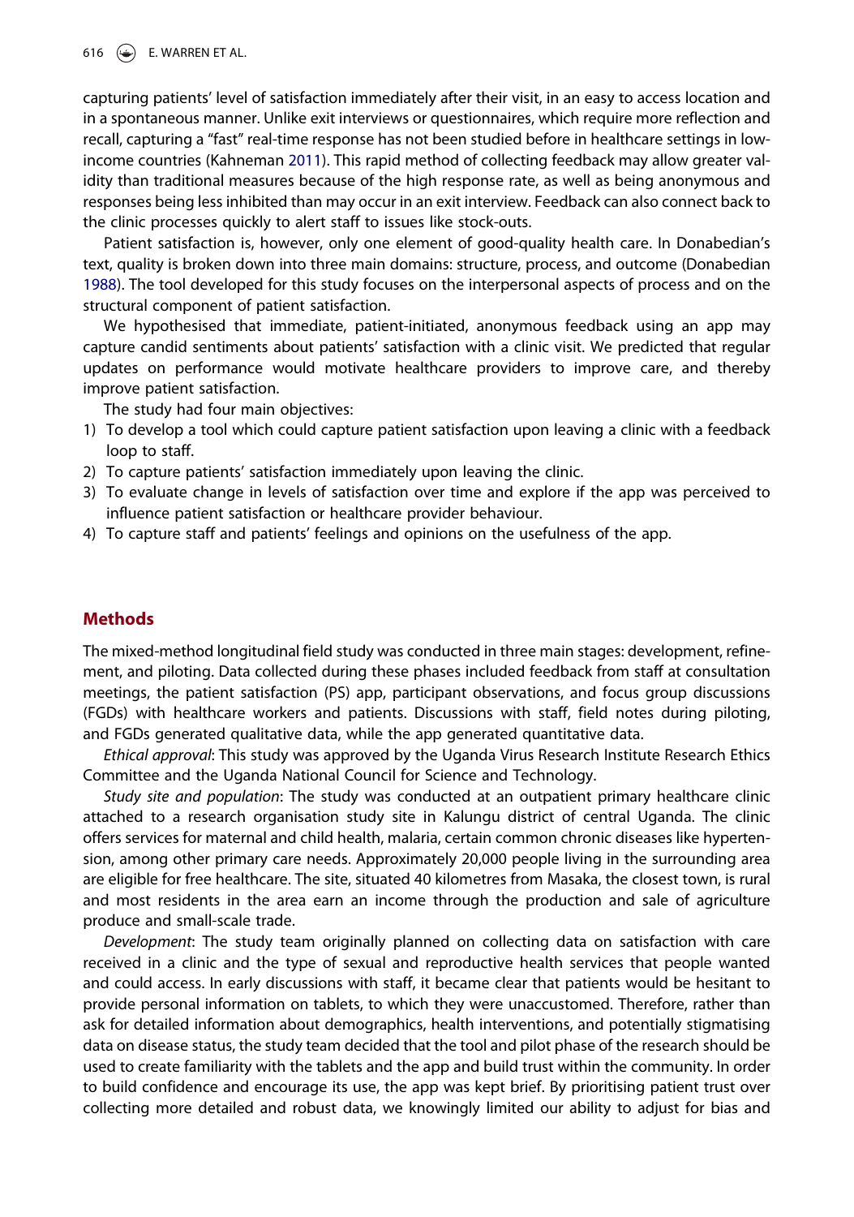capturing patients' level of satisfaction immediately after their visit, in an easy to access location and in a spontaneous manner. Unlike exit interviews or questionnaires, which require more reflection and recall, capturing a "fast" real-time response has not been studied before in healthcare settings in low-income countries (Kahneman 2011). This rapid method of collecting feedback may allow greater validity than traditional measures because of the high response rate, as well as being anonymous and responses being less inhibited than may occur in an exit interview. Feedback can also connect back to the clinic processes quickly to alert staff to issues like stock-outs.

Patient satisfaction is, however, only one element of good-quality health care. In Donabedian's text, quality is broken down into three main domains: structure, process, and outcome (Donabedian 1988). The tool developed for this study focuses on the interpersonal aspects of process and on the structural component of patient satisfaction.

We hypothesised that immediate, patient-initiated, anonymous feedback using an app may capture candid sentiments about patients' satisfaction with a clinic visit. We predicted that regular updates on performance would motivate healthcare providers to improve care, and thereby improve patient satisfaction.

The study had four main objectives:

1) To develop a tool which could capture patient satisfaction upon leaving a clinic with a feedback loop to staff.
2) To capture patients' satisfaction immediately upon leaving the clinic.
3) To evaluate change in levels of satisfaction over time and explore if the app was perceived to influence patient satisfaction or healthcare provider behaviour.
4) To capture staff and patients' feelings and opinions on the usefulness of the app.

## Methods

The mixed-method longitudinal field study was conducted in three main stages: development, refinement, and piloting. Data collected during these phases included feedback from staff at consultation meetings, the patient satisfaction (PS) app, participant observations, and focus group discussions (FGDs) with healthcare workers and patients. Discussions with staff, field notes during piloting, and FGDs generated qualitative data, while the app generated quantitative data.

*Ethical approval*: This study was approved by the Uganda Virus Research Institute Research Ethics Committee and the Uganda National Council for Science and Technology.

*Study site and population*: The study was conducted at an outpatient primary healthcare clinic attached to a research organisation study site in Kalungu district of central Uganda. The clinic offers services for maternal and child health, malaria, certain common chronic diseases like hypertension, among other primary care needs. Approximately 20,000 people living in the surrounding area are eligible for free healthcare. The site, situated 40 kilometres from Masaka, the closest town, is rural and most residents in the area earn an income through the production and sale of agriculture produce and small-scale trade.

*Development*: The study team originally planned on collecting data on satisfaction with care received in a clinic and the type of sexual and reproductive health services that people wanted and could access. In early discussions with staff, it became clear that patients would be hesitant to provide personal information on tablets, to which they were unaccustomed. Therefore, rather than ask for detailed information about demographics, health interventions, and potentially stigmatising data on disease status, the study team decided that the tool and pilot phase of the research should be used to create familiarity with the tablets and the app and build trust within the community. In order to build confidence and encourage its use, the app was kept brief. By prioritising patient trust over collecting more detailed and robust data, we knowingly limited our ability to adjust for bias and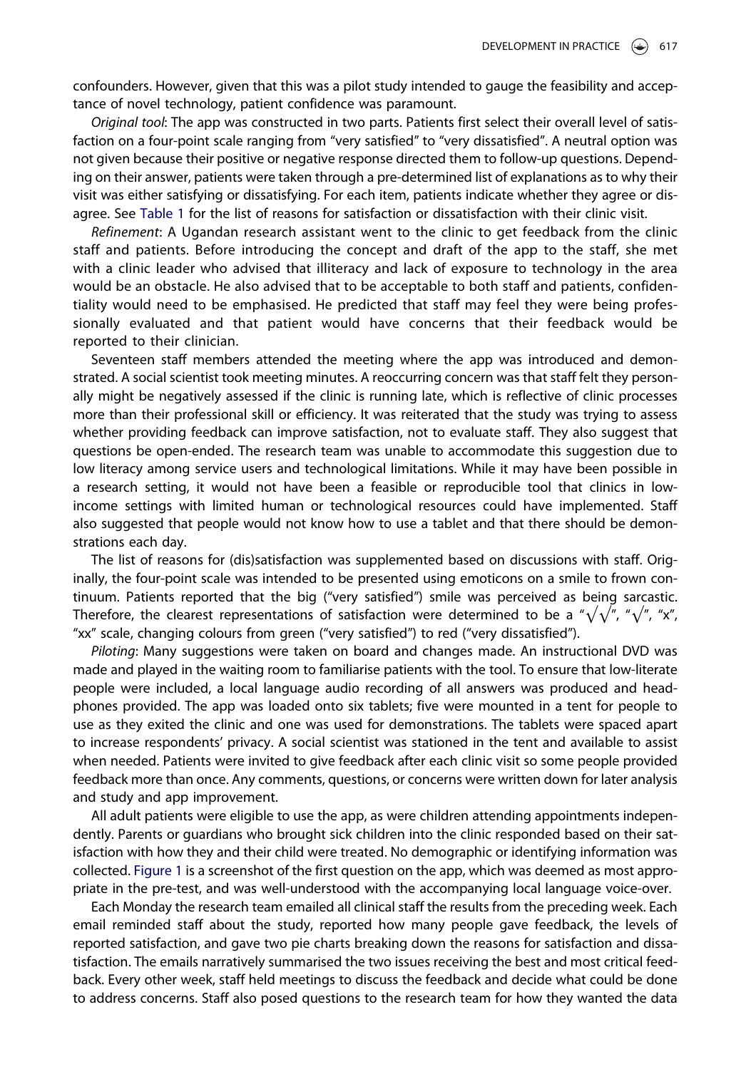confounders. However, given that this was a pilot study intended to gauge the feasibility and acceptance of novel technology, patient confidence was paramount.

*Original tool*: The app was constructed in two parts. Patients first select their overall level of satisfaction on a four-point scale ranging from "very satisfied" to "very dissatisfied". A neutral option was not given because their positive or negative response directed them to follow-up questions. Depending on their answer, patients were taken through a pre-determined list of explanations as to why their visit was either satisfying or dissatisfying. For each item, patients indicate whether they agree or disagree. See Table 1 for the list of reasons for satisfaction or dissatisfaction with their clinic visit.

*Refinement*: A Ugandan research assistant went to the clinic to get feedback from the clinic staff and patients. Before introducing the concept and draft of the app to the staff, she met with a clinic leader who advised that illiteracy and lack of exposure to technology in the area would be an obstacle. He also advised that to be acceptable to both staff and patients, confidentiality would need to be emphasised. He predicted that staff may feel they were being professionally evaluated and that patient would have concerns that their feedback would be reported to their clinician.

Seventeen staff members attended the meeting where the app was introduced and demonstrated. A social scientist took meeting minutes. A reoccurring concern was that staff felt they personally might be negatively assessed if the clinic is running late, which is reflective of clinic processes more than their professional skill or efficiency. It was reiterated that the study was trying to assess whether providing feedback can improve satisfaction, not to evaluate staff. They also suggest that questions be open-ended. The research team was unable to accommodate this suggestion due to low literacy among service users and technological limitations. While it may have been possible in a research setting, it would not have been a feasible or reproducible tool that clinics in low-income settings with limited human or technological resources could have implemented. Staff also suggested that people would not know how to use a tablet and that there should be demonstrations each day.

The list of reasons for (dis)satisfaction was supplemented based on discussions with staff. Originally, the four-point scale was intended to be presented using emoticons on a smile to frown continuum. Patients reported that the big ("very satisfied") smile was perceived as being sarcastic. Therefore, the clearest representations of satisfaction were determined to be a "√√", "√", "x", "xx" scale, changing colours from green ("very satisfied") to red ("very dissatisfied").

*Piloting*: Many suggestions were taken on board and changes made. An instructional DVD was made and played in the waiting room to familiarise patients with the tool. To ensure that low-literate people were included, a local language audio recording of all answers was produced and headphones provided. The app was loaded onto six tablets; five were mounted in a tent for people to use as they exited the clinic and one was used for demonstrations. The tablets were spaced apart to increase respondents' privacy. A social scientist was stationed in the tent and available to assist when needed. Patients were invited to give feedback after each clinic visit so some people provided feedback more than once. Any comments, questions, or concerns were written down for later analysis and study and app improvement.

All adult patients were eligible to use the app, as were children attending appointments independently. Parents or guardians who brought sick children into the clinic responded based on their satisfaction with how they and their child were treated. No demographic or identifying information was collected. Figure 1 is a screenshot of the first question on the app, which was deemed as most appropriate in the pre-test, and was well-understood with the accompanying local language voice-over.

Each Monday the research team emailed all clinical staff the results from the preceding week. Each email reminded staff about the study, reported how many people gave feedback, the levels of reported satisfaction, and gave two pie charts breaking down the reasons for satisfaction and dissatisfaction. The emails narratively summarised the two issues receiving the best and most critical feedback. Every other week, staff held meetings to discuss the feedback and decide what could be done to address concerns. Staff also posed questions to the research team for how they wanted the data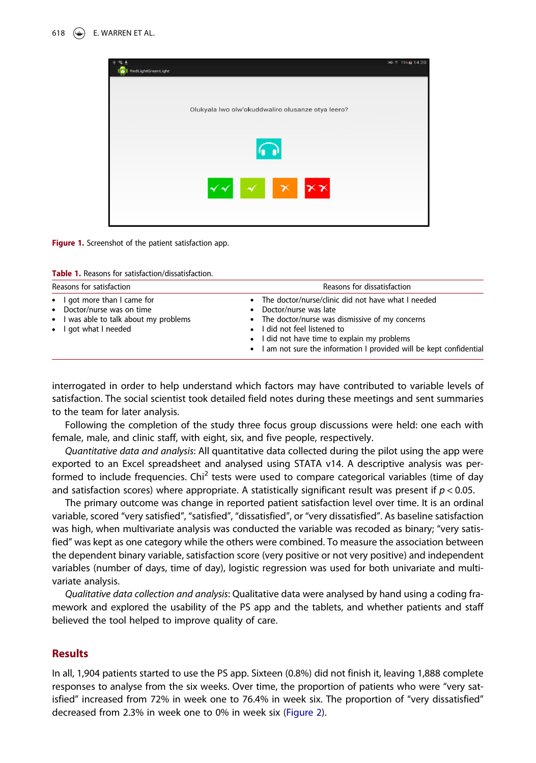Figure 1. Screenshot of the patient satisfaction app.

Table 1. Reasons for satisfaction/dissatisfaction.

| Reasons for satisfaction | Reasons for dissatisfaction |
| --- | --- |
| • I got more than I came for<br>• Doctor/nurse was on time<br>• I was able to talk about my problems<br>• I got what I needed | • The doctor/nurse/clinic did not have what I needed<br>• Doctor/nurse was late<br>• The doctor/nurse was dismissive of my concerns<br>• I did not feel listened to<br>• I did not have time to explain my problems<br>• I am not sure the information I provided will be kept confidential |

interrogated in order to help understand which factors may have contributed to variable levels of satisfaction. The social scientist took detailed field notes during these meetings and sent summaries to the team for later analysis.

Following the completion of the study three focus group discussions were held: one each with female, male, and clinic staff, with eight, six, and five people, respectively.

*Quantitative data and analysis*: All quantitative data collected during the pilot using the app were exported to an Excel spreadsheet and analysed using STATA v14. A descriptive analysis was performed to include frequencies. $Chi^2$ tests were used to compare categorical variables (time of day and satisfaction scores) where appropriate. A statistically significant result was present if $p < 0.05$.

The primary outcome was change in reported patient satisfaction level over time. It is an ordinal variable, scored "very satisfied", "satisfied", "dissatisfied", or "very dissatisfied". As baseline satisfaction was high, when multivariate analysis was conducted the variable was recoded as binary; "very satisfied" was kept as one category while the others were combined. To measure the association between the dependent binary variable, satisfaction score (very positive or not very positive) and independent variables (number of days, time of day), logistic regression was used for both univariate and multivariate analysis.

*Qualitative data collection and analysis*: Qualitative data were analysed by hand using a coding framework and explored the usability of the PS app and the tablets, and whether patients and staff believed the tool helped to improve quality of care.

## Results

In all, 1,904 patients started to use the PS app. Sixteen (0.8%) did not finish it, leaving 1,888 complete responses to analyse from the six weeks. Over time, the proportion of patients who were "very satisfied" increased from 72% in week one to 76.4% in week six. The proportion of "very dissatisfied" decreased from 2.3% in week one to 0% in week six (Figure 2).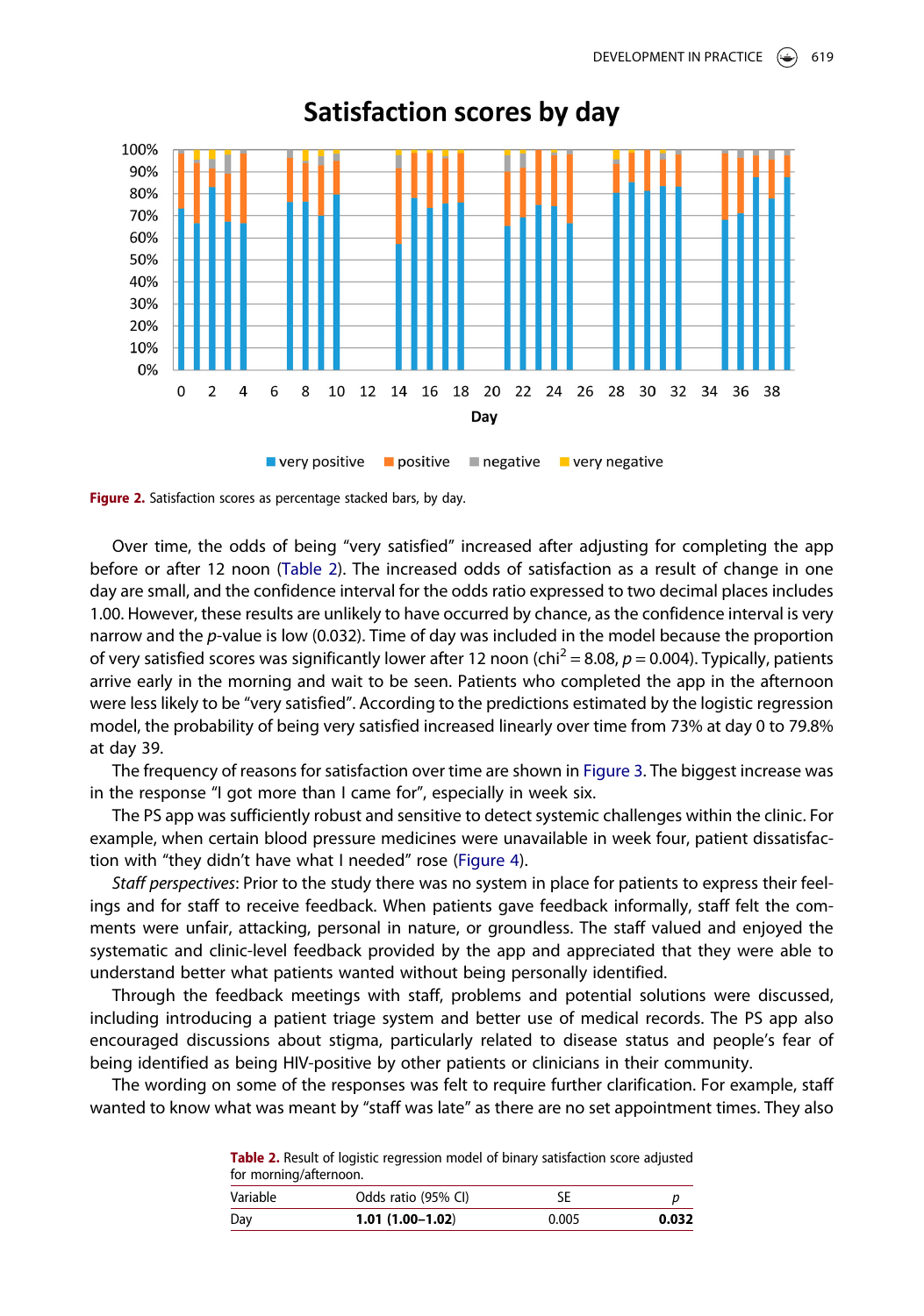Figure 2. Satisfaction scores as percentage stacked bars, by day.

Over time, the odds of being "very satisfied" increased after adjusting for completing the app before or after 12 noon (Table 2). The increased odds of satisfaction as a result of change in one day are small, and the confidence interval for the odds ratio expressed to two decimal places includes 1.00. However, these results are unlikely to have occurred by chance, as the confidence interval is very narrow and the *p*-value is low (0.032). Time of day was included in the model because the proportion of very satisfied scores was significantly lower after 12 noon ($\text{chi}^2 = 8.08$, $p = 0.004$). Typically, patients arrive early in the morning and wait to be seen. Patients who completed the app in the afternoon were less likely to be "very satisfied". According to the predictions estimated by the logistic regression model, the probability of being very satisfied increased linearly over time from 73% at day 0 to 79.8% at day 39.

The frequency of reasons for satisfaction over time are shown in Figure 3. The biggest increase was in the response "I got more than I came for", especially in week six.

The PS app was sufficiently robust and sensitive to detect systemic challenges within the clinic. For example, when certain blood pressure medicines were unavailable in week four, patient dissatisfaction with "they didn't have what I needed" rose (Figure 4).

*Staff perspectives*: Prior to the study there was no system in place for patients to express their feelings and for staff to receive feedback. When patients gave feedback informally, staff felt the comments were unfair, attacking, personal in nature, or groundless. The staff valued and enjoyed the systematic and clinic-level feedback provided by the app and appreciated that they were able to understand better what patients wanted without being personally identified.

Through the feedback meetings with staff, problems and potential solutions were discussed, including introducing a patient triage system and better use of medical records. The PS app also encouraged discussions about stigma, particularly related to disease status and people's fear of being identified as being HIV-positive by other patients or clinicians in their community.

The wording on some of the responses was felt to require further clarification. For example, staff wanted to know what was meant by "staff was late" as there are no set appointment times. They also

**Table 2.** Result of logistic regression model of binary satisfaction score adjusted for morning/afternoon.

| Variable | Odds ratio (95% CI) | SE | *p* |
|---|---|---|---|
| Day | **1.01 (1.00–1.02)** | 0.005 | **0.032** |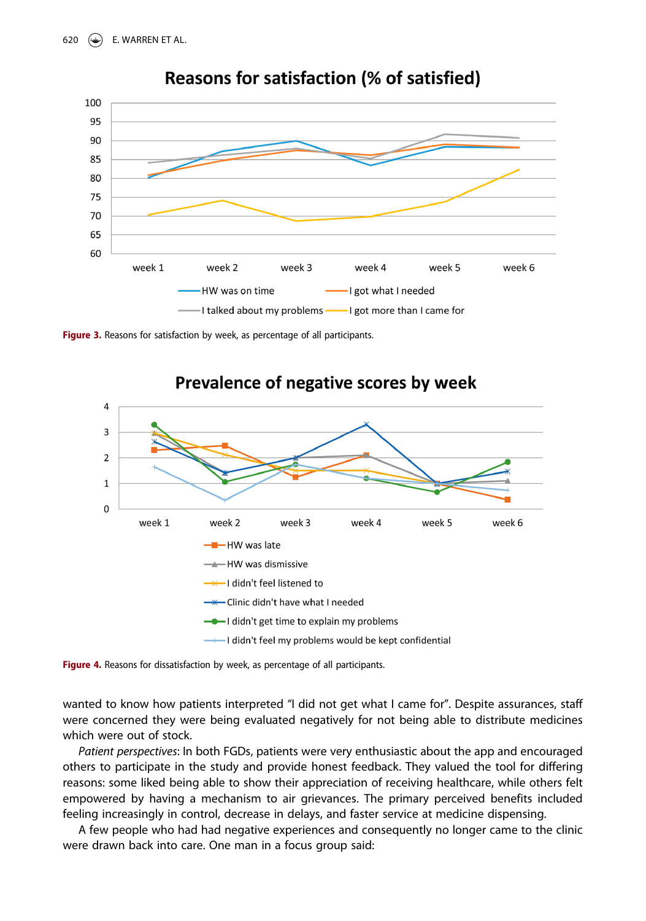**Figure 3.** Reasons for satisfaction by week, as percentage of all participants.

**Figure 4.** Reasons for dissatisfaction by week, as percentage of all participants.

wanted to know how patients interpreted "I did not get what I came for". Despite assurances, staff were concerned they were being evaluated negatively for not being able to distribute medicines which were out of stock.

*Patient perspectives*: In both FGDs, patients were very enthusiastic about the app and encouraged others to participate in the study and provide honest feedback. They valued the tool for differing reasons: some liked being able to show their appreciation of receiving healthcare, while others felt empowered by having a mechanism to air grievances. The primary perceived benefits included feeling increasingly in control, decrease in delays, and faster service at medicine dispensing.

A few people who had had negative experiences and consequently no longer came to the clinic were drawn back into care. One man in a focus group said: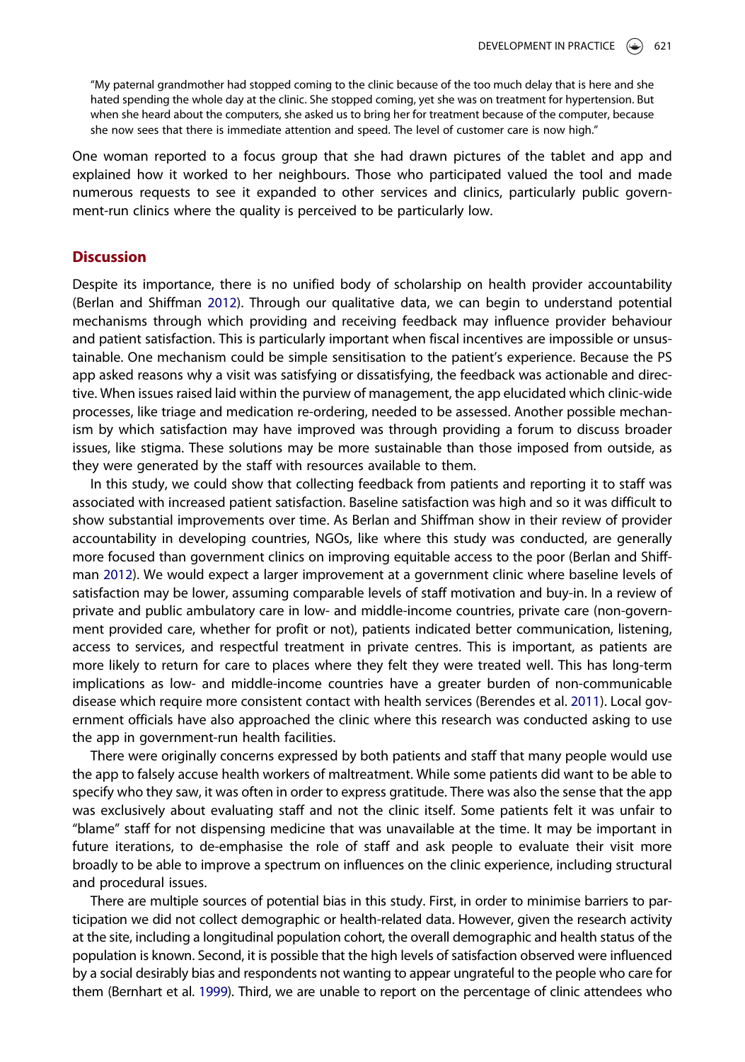> "My paternal grandmother had stopped coming to the clinic because of the too much delay that is here and she hated spending the whole day at the clinic. She stopped coming, yet she was on treatment for hypertension. But when she heard about the computers, she asked us to bring her for treatment because of the computer, because she now sees that there is immediate attention and speed. The level of customer care is now high."

One woman reported to a focus group that she had drawn pictures of the tablet and app and explained how it worked to her neighbours. Those who participated valued the tool and made numerous requests to see it expanded to other services and clinics, particularly public government-run clinics where the quality is perceived to be particularly low.

## Discussion

Despite its importance, there is no unified body of scholarship on health provider accountability (Berlan and Shiffman 2012). Through our qualitative data, we can begin to understand potential mechanisms through which providing and receiving feedback may influence provider behaviour and patient satisfaction. This is particularly important when fiscal incentives are impossible or unsustainable. One mechanism could be simple sensitisation to the patient's experience. Because the PS app asked reasons why a visit was satisfying or dissatisfying, the feedback was actionable and directive. When issues raised laid within the purview of management, the app elucidated which clinic-wide processes, like triage and medication re-ordering, needed to be assessed. Another possible mechanism by which satisfaction may have improved was through providing a forum to discuss broader issues, like stigma. These solutions may be more sustainable than those imposed from outside, as they were generated by the staff with resources available to them.

In this study, we could show that collecting feedback from patients and reporting it to staff was associated with increased patient satisfaction. Baseline satisfaction was high and so it was difficult to show substantial improvements over time. As Berlan and Shiffman show in their review of provider accountability in developing countries, NGOs, like where this study was conducted, are generally more focused than government clinics on improving equitable access to the poor (Berlan and Shiffman 2012). We would expect a larger improvement at a government clinic where baseline levels of satisfaction may be lower, assuming comparable levels of staff motivation and buy-in. In a review of private and public ambulatory care in low- and middle-income countries, private care (non-government provided care, whether for profit or not), patients indicated better communication, listening, access to services, and respectful treatment in private centres. This is important, as patients are more likely to return for care to places where they felt they were treated well. This has long-term implications as low- and middle-income countries have a greater burden of non-communicable disease which require more consistent contact with health services (Berendes et al. 2011). Local government officials have also approached the clinic where this research was conducted asking to use the app in government-run health facilities.

There were originally concerns expressed by both patients and staff that many people would use the app to falsely accuse health workers of maltreatment. While some patients did want to be able to specify who they saw, it was often in order to express gratitude. There was also the sense that the app was exclusively about evaluating staff and not the clinic itself. Some patients felt it was unfair to "blame" staff for not dispensing medicine that was unavailable at the time. It may be important in future iterations, to de-emphasise the role of staff and ask people to evaluate their visit more broadly to be able to improve a spectrum on influences on the clinic experience, including structural and procedural issues.

There are multiple sources of potential bias in this study. First, in order to minimise barriers to participation we did not collect demographic or health-related data. However, given the research activity at the site, including a longitudinal population cohort, the overall demographic and health status of the population is known. Second, it is possible that the high levels of satisfaction observed were influenced by a social desirably bias and respondents not wanting to appear ungrateful to the people who care for them (Bernhart et al. 1999). Third, we are unable to report on the percentage of clinic attendees who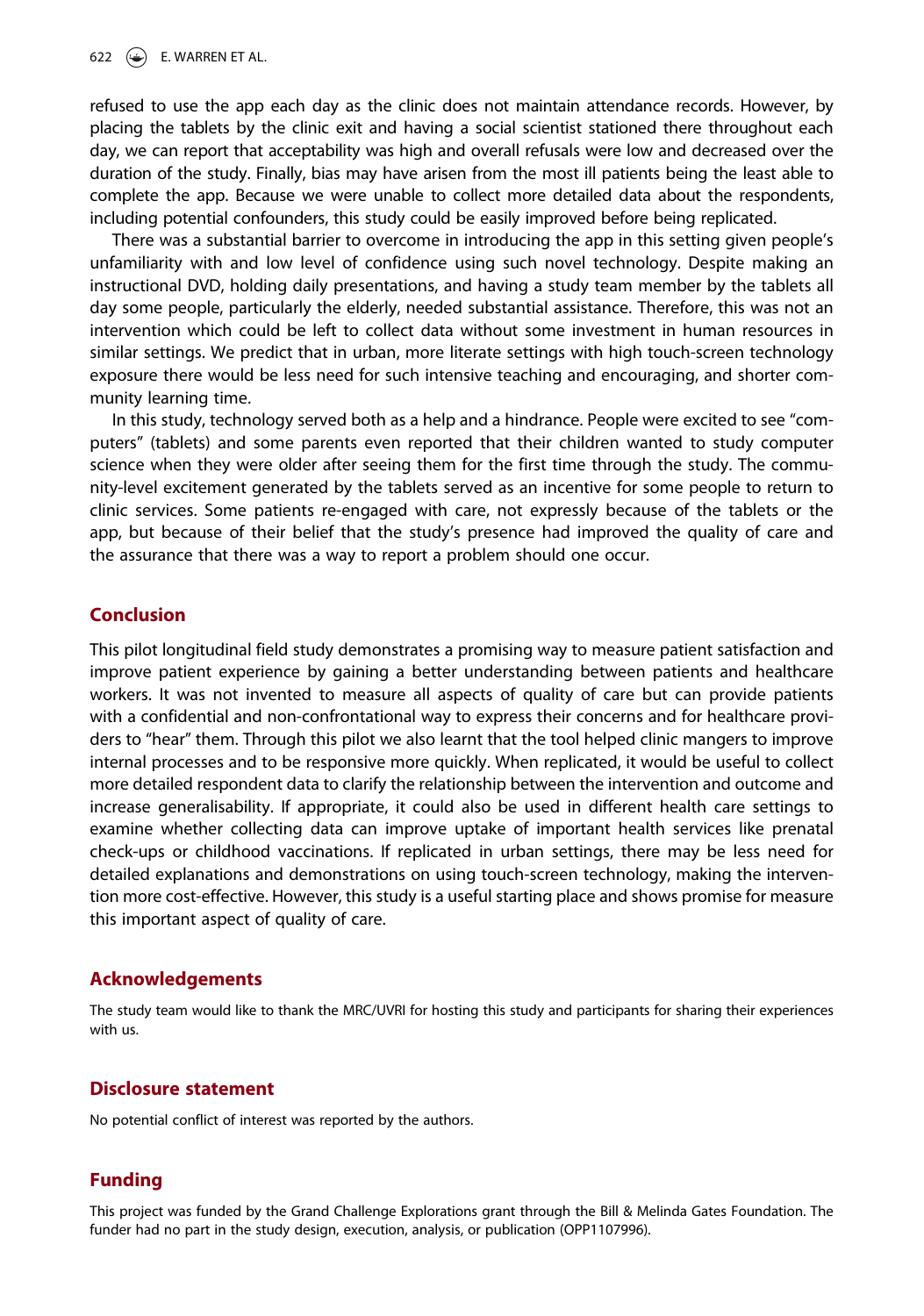refused to use the app each day as the clinic does not maintain attendance records. However, by placing the tablets by the clinic exit and having a social scientist stationed there throughout each day, we can report that acceptability was high and overall refusals were low and decreased over the duration of the study. Finally, bias may have arisen from the most ill patients being the least able to complete the app. Because we were unable to collect more detailed data about the respondents, including potential confounders, this study could be easily improved before being replicated.

There was a substantial barrier to overcome in introducing the app in this setting given people's unfamiliarity with and low level of confidence using such novel technology. Despite making an instructional DVD, holding daily presentations, and having a study team member by the tablets all day some people, particularly the elderly, needed substantial assistance. Therefore, this was not an intervention which could be left to collect data without some investment in human resources in similar settings. We predict that in urban, more literate settings with high touch-screen technology exposure there would be less need for such intensive teaching and encouraging, and shorter community learning time.

In this study, technology served both as a help and a hindrance. People were excited to see "computers" (tablets) and some parents even reported that their children wanted to study computer science when they were older after seeing them for the first time through the study. The community-level excitement generated by the tablets served as an incentive for some people to return to clinic services. Some patients re-engaged with care, not expressly because of the tablets or the app, but because of their belief that the study's presence had improved the quality of care and the assurance that there was a way to report a problem should one occur.

## Conclusion

This pilot longitudinal field study demonstrates a promising way to measure patient satisfaction and improve patient experience by gaining a better understanding between patients and healthcare workers. It was not invented to measure all aspects of quality of care but can provide patients with a confidential and non-confrontational way to express their concerns and for healthcare providers to "hear" them. Through this pilot we also learnt that the tool helped clinic mangers to improve internal processes and to be responsive more quickly. When replicated, it would be useful to collect more detailed respondent data to clarify the relationship between the intervention and outcome and increase generalisability. If appropriate, it could also be used in different health care settings to examine whether collecting data can improve uptake of important health services like prenatal check-ups or childhood vaccinations. If replicated in urban settings, there may be less need for detailed explanations and demonstrations on using touch-screen technology, making the intervention more cost-effective. However, this study is a useful starting place and shows promise for measure this important aspect of quality of care.

## Acknowledgements

The study team would like to thank the MRC/UVRI for hosting this study and participants for sharing their experiences with us.

## Disclosure statement

No potential conflict of interest was reported by the authors.

## Funding

This project was funded by the Grand Challenge Explorations grant through the Bill & Melinda Gates Foundation. The funder had no part in the study design, execution, analysis, or publication (OPP1107996).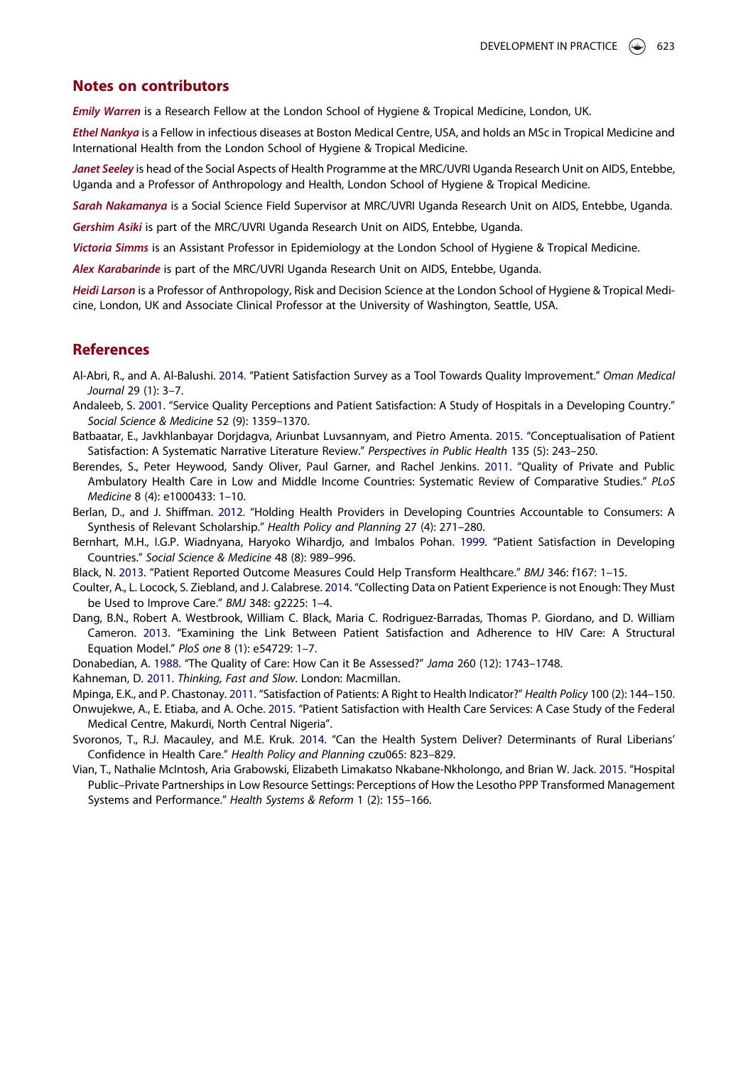## Notes on contributors

***Emily Warren*** is a Research Fellow at the London School of Hygiene & Tropical Medicine, London, UK.

***Ethel Nankya*** is a Fellow in infectious diseases at Boston Medical Centre, USA, and holds an MSc in Tropical Medicine and International Health from the London School of Hygiene & Tropical Medicine.

***Janet Seeley*** is head of the Social Aspects of Health Programme at the MRC/UVRI Uganda Research Unit on AIDS, Entebbe, Uganda and a Professor of Anthropology and Health, London School of Hygiene & Tropical Medicine.

***Sarah Nakamanya*** is a Social Science Field Supervisor at MRC/UVRI Uganda Research Unit on AIDS, Entebbe, Uganda.

***Gershim Asiki*** is part of the MRC/UVRI Uganda Research Unit on AIDS, Entebbe, Uganda.

***Victoria Simms*** is an Assistant Professor in Epidemiology at the London School of Hygiene & Tropical Medicine.

***Alex Karabarinde*** is part of the MRC/UVRI Uganda Research Unit on AIDS, Entebbe, Uganda.

***Heidi Larson*** is a Professor of Anthropology, Risk and Decision Science at the London School of Hygiene & Tropical Medicine, London, UK and Associate Clinical Professor at the University of Washington, Seattle, USA.

## References

Al-Abri, R., and A. Al-Balushi. 2014. "Patient Satisfaction Survey as a Tool Towards Quality Improvement." *Oman Medical Journal* 29 (1): 3–7.

Andaleeb, S. 2001. "Service Quality Perceptions and Patient Satisfaction: A Study of Hospitals in a Developing Country." *Social Science & Medicine* 52 (9): 1359–1370.

Batbaatar, E., Javkhlanbayar Dorjdagva, Ariunbat Luvsannyam, and Pietro Amenta. 2015. "Conceptualisation of Patient Satisfaction: A Systematic Narrative Literature Review." *Perspectives in Public Health* 135 (5): 243–250.

Berendes, S., Peter Heywood, Sandy Oliver, Paul Garner, and Rachel Jenkins. 2011. "Quality of Private and Public Ambulatory Health Care in Low and Middle Income Countries: Systematic Review of Comparative Studies." *PLoS Medicine* 8 (4): e1000433: 1–10.

Berlan, D., and J. Shiffman. 2012. "Holding Health Providers in Developing Countries Accountable to Consumers: A Synthesis of Relevant Scholarship." *Health Policy and Planning* 27 (4): 271–280.

Bernhart, M.H., I.G.P. Wiadnyana, Haryoko Wihardjo, and Imbalos Pohan. 1999. "Patient Satisfaction in Developing Countries." *Social Science & Medicine* 48 (8): 989–996.

Black, N. 2013. "Patient Reported Outcome Measures Could Help Transform Healthcare." *BMJ* 346: f167: 1–15.

Coulter, A., L. Locock, S. Ziebland, and J. Calabrese. 2014. "Collecting Data on Patient Experience is not Enough: They Must be Used to Improve Care." *BMJ* 348: g2225: 1–4.

Dang, B.N., Robert A. Westbrook, William C. Black, Maria C. Rodriguez-Barradas, Thomas P. Giordano, and D. William Cameron. 2013. "Examining the Link Between Patient Satisfaction and Adherence to HIV Care: A Structural Equation Model." *PloS one* 8 (1): e54729: 1–7.

Donabedian, A. 1988. "The Quality of Care: How Can it Be Assessed?" *Jama* 260 (12): 1743–1748.

Kahneman, D. 2011. *Thinking, Fast and Slow*. London: Macmillan.

Mpinga, E.K., and P. Chastonay. 2011. "Satisfaction of Patients: A Right to Health Indicator?" *Health Policy* 100 (2): 144–150.

Onwujekwe, A., E. Etiaba, and A. Oche. 2015. "Patient Satisfaction with Health Care Services: A Case Study of the Federal Medical Centre, Makurdi, North Central Nigeria".

Svoronos, T., R.J. Macauley, and M.E. Kruk. 2014. "Can the Health System Deliver? Determinants of Rural Liberians' Confidence in Health Care." *Health Policy and Planning* czu065: 823–829.

Vian, T., Nathalie McIntosh, Aria Grabowski, Elizabeth Limakatso Nkabane-Nkholongo, and Brian W. Jack. 2015. "Hospital Public–Private Partnerships in Low Resource Settings: Perceptions of How the Lesotho PPP Transformed Management Systems and Performance." *Health Systems & Reform* 1 (2): 155–166.